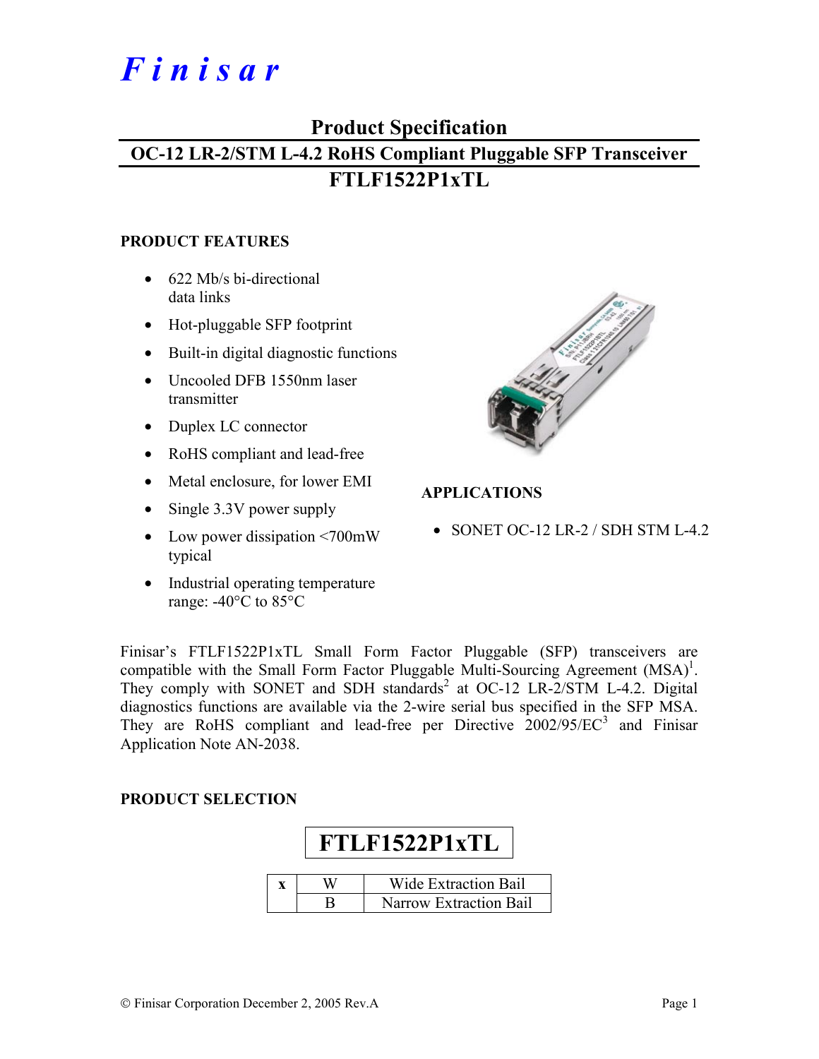# Finisar

## Product Specification

## OC-12 LR-2/STM L-4.2 RoHS Compliant Pluggable SFP Transceiver

## FTLF1522P1xTL

### PRODUCT FEATURES

- 622 Mb/s bi-directional data links
- Hot-pluggable SFP footprint
- Built-in digital diagnostic functions
- Uncooled DFB 1550nm laser transmitter
- Duplex LC connector
- RoHS compliant and lead-free
- Metal enclosure, for lower EMI
- Single 3.3V power supply
- Low power dissipation <700mW typical
- Industrial operating temperature range: -40°C to 85°C

### APPLICATIONS

- SONET OC-12 LR-2 / SDH STM L-4.2

Finisar's FTLF1522P1xTL Small Form Factor Pluggable (SFP) transceivers are compatible with the Small Form Factor Pluggable Multi-Sourcing Agreement (MSA)[1]. They comply with SONET and SDH standards[2] at OC-12 LR-2/STM L-4.2. Digital diagnostics functions are available via the 2-wire serial bus specified in the SFP MSA. They are RoHS compliant and lead-free per Directive 2002/95/EC[3] and Finisar Application Note AN-2038.

### PRODUCT SELECTION

**FTLF1522P1xTL**

| x | W | Wide Extraction Bail |
|---|---|---|
| | B | Narrow Extraction Bail |

© Finisar Corporation December 2, 2005 Rev.A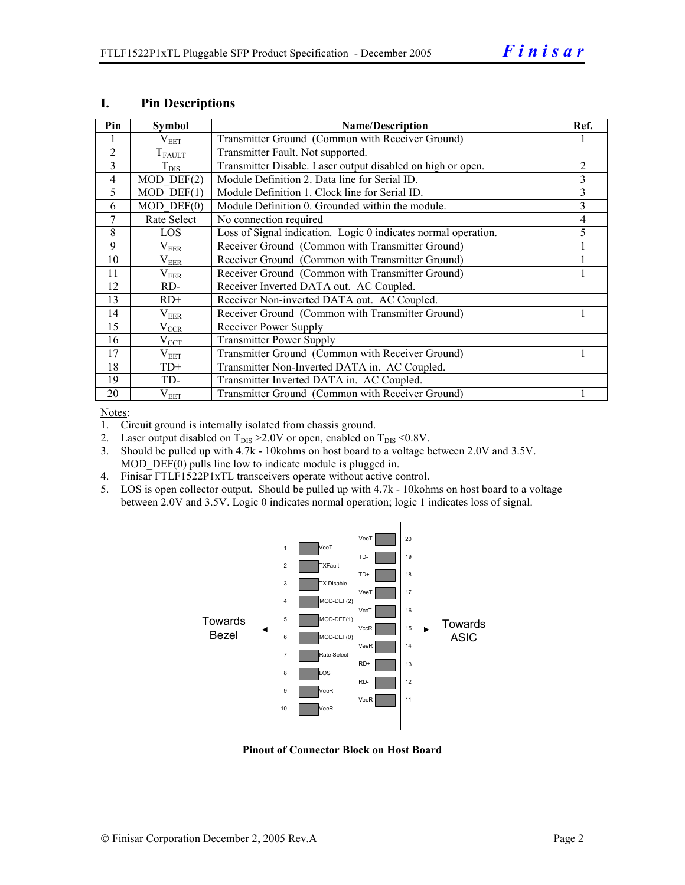## I. Pin Descriptions

| Pin | Symbol | Name/Description | Ref. |
|---|---|---|---|
| 1 | $V_{EET}$ | Transmitter Ground (Common with Receiver Ground) | 1 |
| 2 | $T_{FAULT}$ | Transmitter Fault. Not supported. | |
| 3 | $T_{DIS}$ | Transmitter Disable. Laser output disabled on high or open. | 2 |
| 4 | MOD_DEF(2) | Module Definition 2. Data line for Serial ID. | 3 |
| 5 | MOD_DEF(1) | Module Definition 1. Clock line for Serial ID. | 3 |
| 6 | MOD_DEF(0) | Module Definition 0. Grounded within the module. | 3 |
| 7 | Rate Select | No connection required | 4 |
| 8 | LOS | Loss of Signal indication. Logic 0 indicates normal operation. | 5 |
| 9 | $V_{EER}$ | Receiver Ground (Common with Transmitter Ground) | 1 |
| 10 | $V_{EER}$ | Receiver Ground (Common with Transmitter Ground) | 1 |
| 11 | $V_{EER}$ | Receiver Ground (Common with Transmitter Ground) | 1 |
| 12 | RD- | Receiver Inverted DATA out. AC Coupled. | |
| 13 | RD+ | Receiver Non-inverted DATA out. AC Coupled. | |
| 14 | $V_{EER}$ | Receiver Ground (Common with Transmitter Ground) | 1 |
| 15 | $V_{CCR}$ | Receiver Power Supply | |
| 16 | $V_{CCT}$ | Transmitter Power Supply | |
| 17 | $V_{EET}$ | Transmitter Ground (Common with Receiver Ground) | 1 |
| 18 | TD+ | Transmitter Non-Inverted DATA in. AC Coupled. | |
| 19 | TD- | Transmitter Inverted DATA in. AC Coupled. | |
| 20 | $V_{EET}$ | Transmitter Ground (Common with Receiver Ground) | 1 |

Notes:

1. Circuit ground is internally isolated from chassis ground.
2. Laser output disabled on $T_{DIS}$ >2.0V or open, enabled on $T_{DIS}$ <0.8V.
3. Should be pulled up with 4.7k - 10kohms on host board to a voltage between 2.0V and 3.5V. MOD_DEF(0) pulls line low to indicate module is plugged in.
4. Finisar FTLF1522P1xTL transceivers operate without active control.
5. LOS is open collector output. Should be pulled up with 4.7k - 10kohms on host board to a voltage between 2.0V and 3.5V. Logic 0 indicates normal operation; logic 1 indicates loss of signal.

| Pin | Signal (Towards Bezel side) | Signal (Towards ASIC side) | Pin |
|---|---|---|---|
| 1 | VeeT | VeeT | 20 |
| 2 | TXFault | TD- | 19 |
| 3 | TX Disable | TD+ | 18 |
| 4 | MOD-DEF(2) | VeeT | 17 |
| 5 | MOD-DEF(1) | VccT | 16 |
| 6 | MOD-DEF(0) | VccR | 15 |
| 7 | Rate Select | VeeR | 14 |
| 8 | LOS | RD+ | 13 |
| 9 | VeeR | RD- | 12 |
| 10 | VeeR | VeeR | 11 |

Towards Bezel ← → Towards ASIC

**Pinout of Connector Block on Host Board**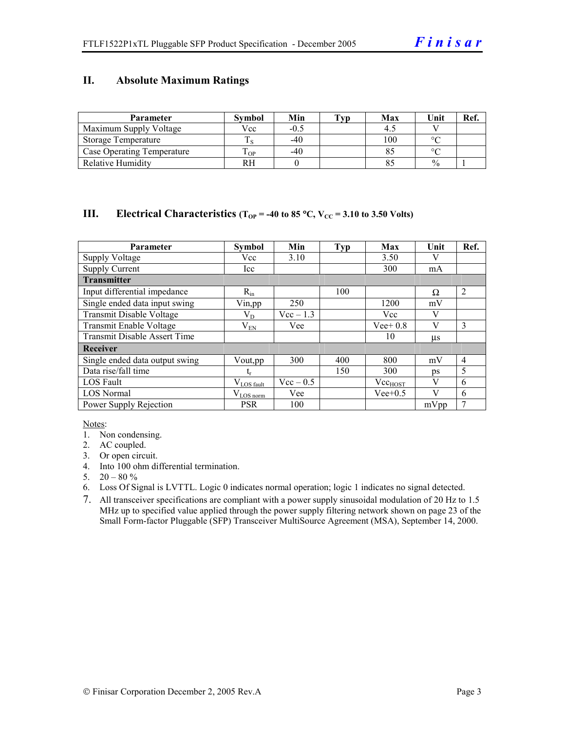## II. Absolute Maximum Ratings

| Parameter | Symbol | Min | Typ | Max | Unit | Ref. |
|---|---|---|---|---|---|---|
| Maximum Supply Voltage | Vcc | -0.5 | | 4.5 | V | |
| Storage Temperature | $T_S$ | -40 | | 100 | °C | |
| Case Operating Temperature | $T_{OP}$ | -40 | | 85 | °C | |
| Relative Humidity | RH | 0 | | 85 | % | 1 |

## III. Electrical Characteristics ($T_{OP}$ = -40 to 85 °C, $V_{CC}$ = 3.10 to 3.50 Volts)

| Parameter | Symbol | Min | Typ | Max | Unit | Ref. |
|---|---|---|---|---|---|---|
| Supply Voltage | Vcc | 3.10 | | 3.50 | V | |
| Supply Current | Icc | | | 300 | mA | |
| **Transmitter** | | | | | | |
| Input differential impedance | $R_{in}$ | | 100 | | Ω | 2 |
| Single ended data input swing | Vin,pp | 250 | | 1200 | mV | |
| Transmit Disable Voltage | $V_D$ | Vcc – 1.3 | | Vcc | V | |
| Transmit Enable Voltage | $V_{EN}$ | Vee | | Vee+ 0.8 | V | 3 |
| Transmit Disable Assert Time | | | | 10 | µs | |
| **Receiver** | | | | | | |
| Single ended data output swing | Vout,pp | 300 | 400 | 800 | mV | 4 |
| Data rise/fall time | $t_r$ | | 150 | 300 | ps | 5 |
| LOS Fault | $V_{LOS\ fault}$ | Vcc – 0.5 | | $Vcc_{HOST}$ | V | 6 |
| LOS Normal | $V_{LOS\ norm}$ | Vee | | Vee+0.5 | V | 6 |
| Power Supply Rejection | PSR | 100 | | | mVpp | 7 |

Notes:

1. Non condensing.
2. AC coupled.
3. Or open circuit.
4. Into 100 ohm differential termination.
5. 20 – 80 %
6. Loss Of Signal is LVTTL. Logic 0 indicates normal operation; logic 1 indicates no signal detected.
7. All transceiver specifications are compliant with a power supply sinusoidal modulation of 20 Hz to 1.5 MHz up to specified value applied through the power supply filtering network shown on page 23 of the Small Form-factor Pluggable (SFP) Transceiver MultiSource Agreement (MSA), September 14, 2000.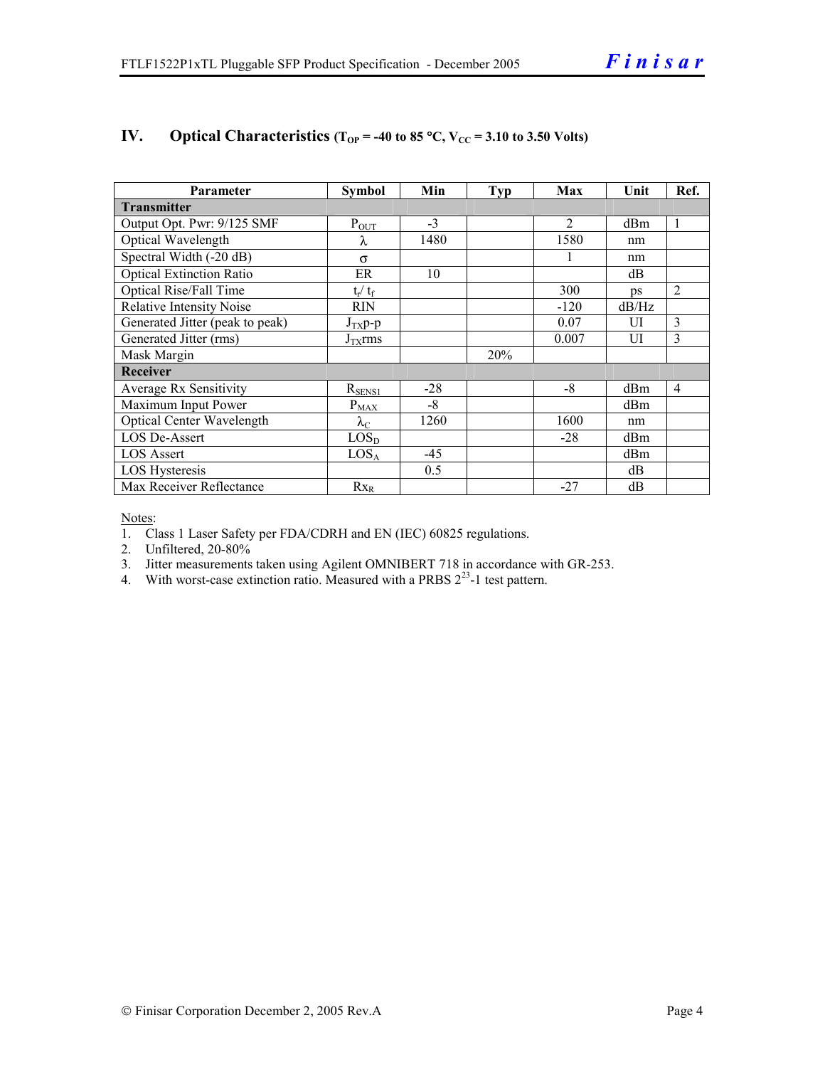## IV. Optical Characteristics ($T_{OP}$ = -40 to 85 °C, $V_{CC}$ = 3.10 to 3.50 Volts)

| Parameter | Symbol | Min | Typ | Max | Unit | Ref. |
|---|---|---|---|---|---|---|
| **Transmitter** | | | | | | |
| Output Opt. Pwr: 9/125 SMF | $P_{OUT}$ | -3 | | 2 | dBm | 1 |
| Optical Wavelength | $\lambda$ | 1480 | | 1580 | nm | |
| Spectral Width (-20 dB) | $\sigma$ | | | 1 | nm | |
| Optical Extinction Ratio | ER | 10 | | | dB | |
| Optical Rise/Fall Time | $t_r$/ $t_f$ | | | 300 | ps | 2 |
| Relative Intensity Noise | RIN | | | -120 | dB/Hz | |
| Generated Jitter (peak to peak) | $J_{TX}$p-p | | | 0.07 | UI | 3 |
| Generated Jitter (rms) | $J_{TX}$rms | | | 0.007 | UI | 3 |
| Mask Margin | | | 20% | | | |
| **Receiver** | | | | | | |
| Average Rx Sensitivity | $R_{SENS1}$ | -28 | | -8 | dBm | 4 |
| Maximum Input Power | $P_{MAX}$ | -8 | | | dBm | |
| Optical Center Wavelength | $\lambda_C$ | 1260 | | 1600 | nm | |
| LOS De-Assert | $LOS_D$ | | | -28 | dBm | |
| LOS Assert | $LOS_A$ | -45 | | | dBm | |
| LOS Hysteresis | | 0.5 | | | dB | |
| Max Receiver Reflectance | $Rx_R$ | | | -27 | dB | |

Notes:
1. Class 1 Laser Safety per FDA/CDRH and EN (IEC) 60825 regulations.
2. Unfiltered, 20-80%
3. Jitter measurements taken using Agilent OMNIBERT 718 in accordance with GR-253.
4. With worst-case extinction ratio. Measured with a PRBS $2^{23}$-1 test pattern.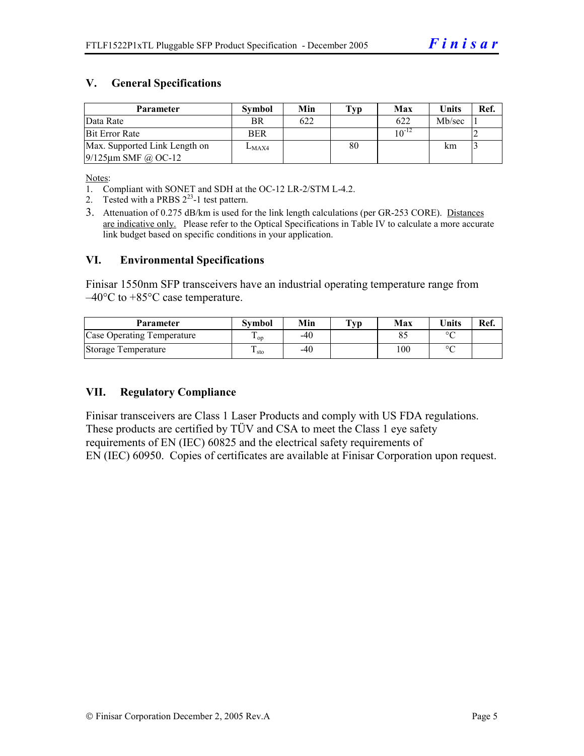## V. General Specifications

| Parameter | Symbol | Min | Typ | Max | Units | Ref. |
|---|---|---|---|---|---|---|
| Data Rate | BR | 622 | | 622 | Mb/sec | 1 |
| Bit Error Rate | BER | | | $10^{-12}$ | | 2 |
| Max. Supported Link Length on 9/125µm SMF @ OC-12 | $L_{MAX4}$ | | 80 | | km | 3 |

Notes:

1. Compliant with SONET and SDH at the OC-12 LR-2/STM L-4.2.
2. Tested with a PRBS $2^{23}$-1 test pattern.
3. Attenuation of 0.275 dB/km is used for the link length calculations (per GR-253 CORE). Distances are indicative only. Please refer to the Optical Specifications in Table IV to calculate a more accurate link budget based on specific conditions in your application.

## VI. Environmental Specifications

Finisar 1550nm SFP transceivers have an industrial operating temperature range from –40°C to +85°C case temperature.

| Parameter | Symbol | Min | Typ | Max | Units | Ref. |
|---|---|---|---|---|---|---|
| Case Operating Temperature | $T_{op}$ | -40 | | 85 | °C | |
| Storage Temperature | $T_{sto}$ | -40 | | 100 | °C | |

## VII. Regulatory Compliance

Finisar transceivers are Class 1 Laser Products and comply with US FDA regulations. These products are certified by TÜV and CSA to meet the Class 1 eye safety requirements of EN (IEC) 60825 and the electrical safety requirements of EN (IEC) 60950. Copies of certificates are available at Finisar Corporation upon request.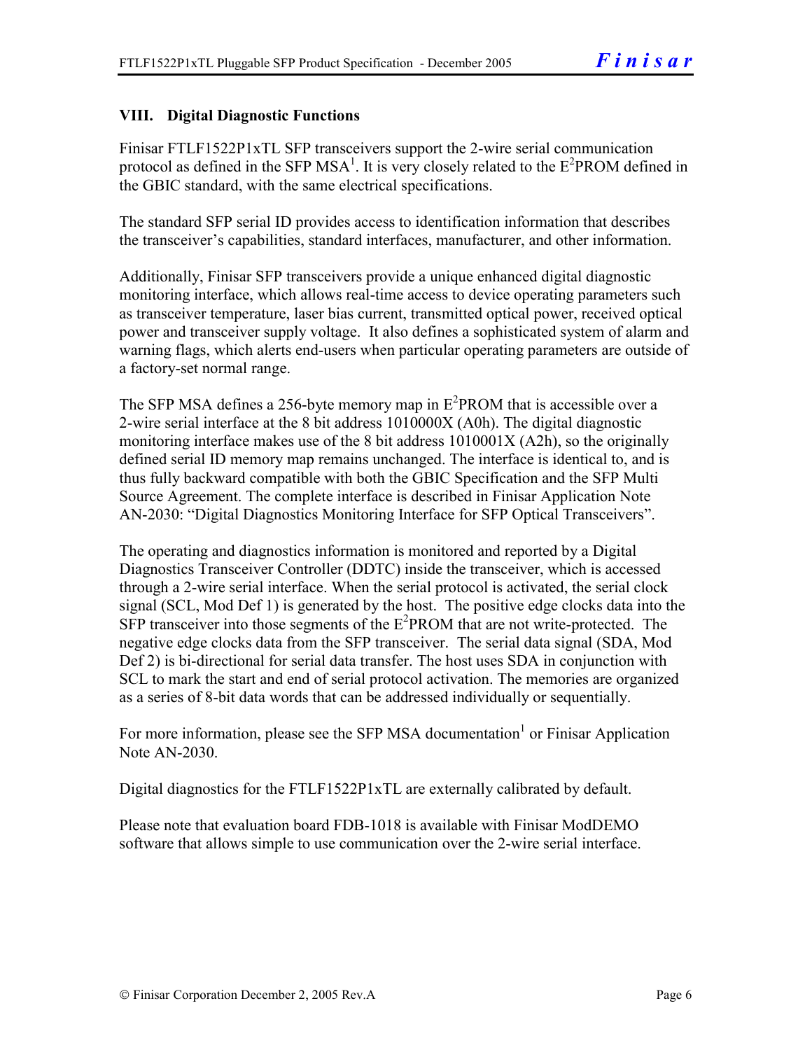## VIII. Digital Diagnostic Functions

Finisar FTLF1522P1xTL SFP transceivers support the 2-wire serial communication protocol as defined in the SFP MSA[1]. It is very closely related to the $E^2$PROM defined in the GBIC standard, with the same electrical specifications.

The standard SFP serial ID provides access to identification information that describes the transceiver's capabilities, standard interfaces, manufacturer, and other information.

Additionally, Finisar SFP transceivers provide a unique enhanced digital diagnostic monitoring interface, which allows real-time access to device operating parameters such as transceiver temperature, laser bias current, transmitted optical power, received optical power and transceiver supply voltage. It also defines a sophisticated system of alarm and warning flags, which alerts end-users when particular operating parameters are outside of a factory-set normal range.

The SFP MSA defines a 256-byte memory map in $E^2$PROM that is accessible over a 2-wire serial interface at the 8 bit address 1010000X (A0h). The digital diagnostic monitoring interface makes use of the 8 bit address 1010001X (A2h), so the originally defined serial ID memory map remains unchanged. The interface is identical to, and is thus fully backward compatible with both the GBIC Specification and the SFP Multi Source Agreement. The complete interface is described in Finisar Application Note AN-2030: "Digital Diagnostics Monitoring Interface for SFP Optical Transceivers".

The operating and diagnostics information is monitored and reported by a Digital Diagnostics Transceiver Controller (DDTC) inside the transceiver, which is accessed through a 2-wire serial interface. When the serial protocol is activated, the serial clock signal (SCL, Mod Def 1) is generated by the host. The positive edge clocks data into the SFP transceiver into those segments of the $E^2$PROM that are not write-protected. The negative edge clocks data from the SFP transceiver. The serial data signal (SDA, Mod Def 2) is bi-directional for serial data transfer. The host uses SDA in conjunction with SCL to mark the start and end of serial protocol activation. The memories are organized as a series of 8-bit data words that can be addressed individually or sequentially.

For more information, please see the SFP MSA documentation[1] or Finisar Application Note AN-2030.

Digital diagnostics for the FTLF1522P1xTL are externally calibrated by default.

Please note that evaluation board FDB-1018 is available with Finisar ModDEMO software that allows simple to use communication over the 2-wire serial interface.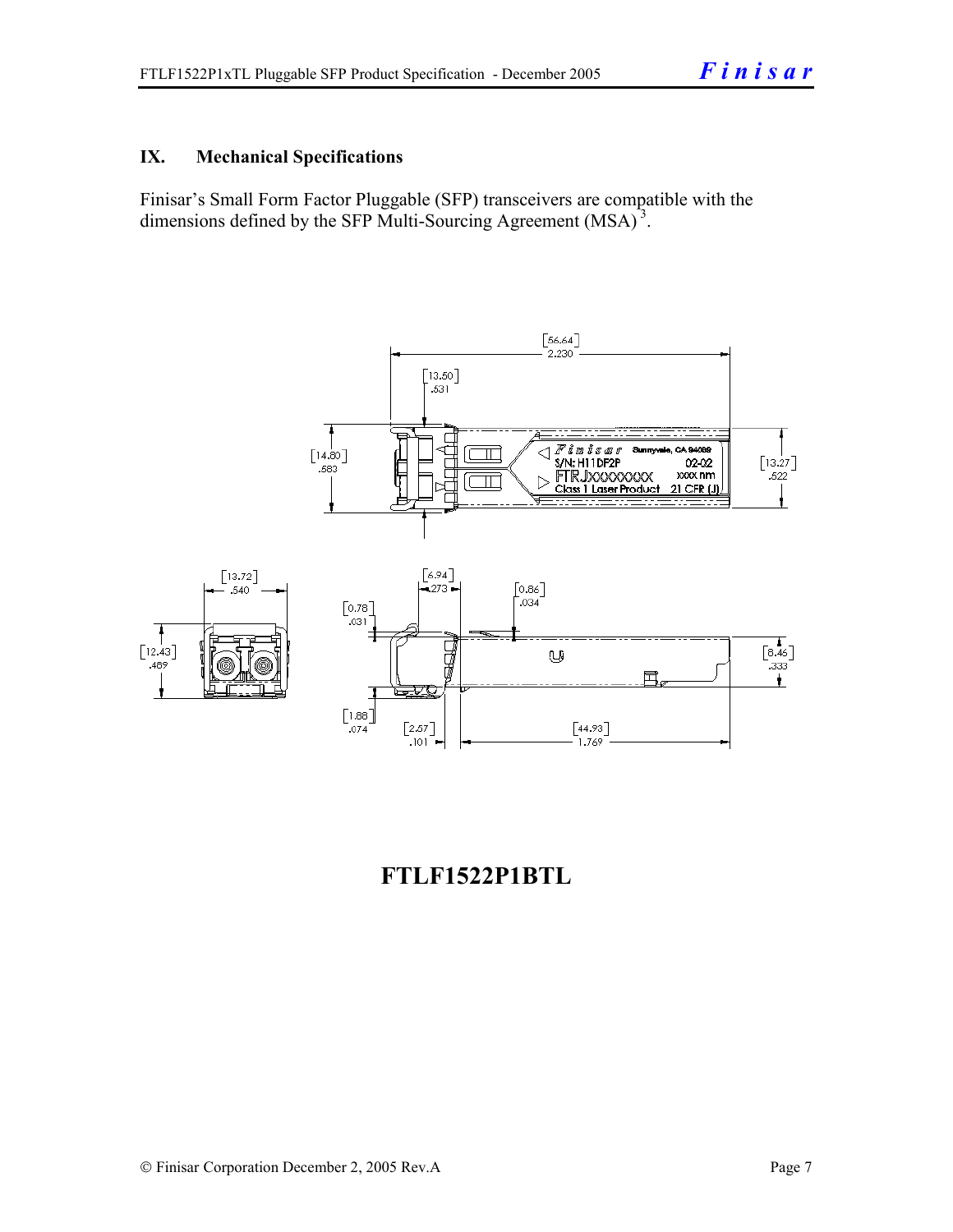## IX. Mechanical Specifications

Finisar's Small Form Factor Pluggable (SFP) transceivers are compatible with the dimensions defined by the SFP Multi-Sourcing Agreement (MSA)[3].

**FTLF1522P1BTL**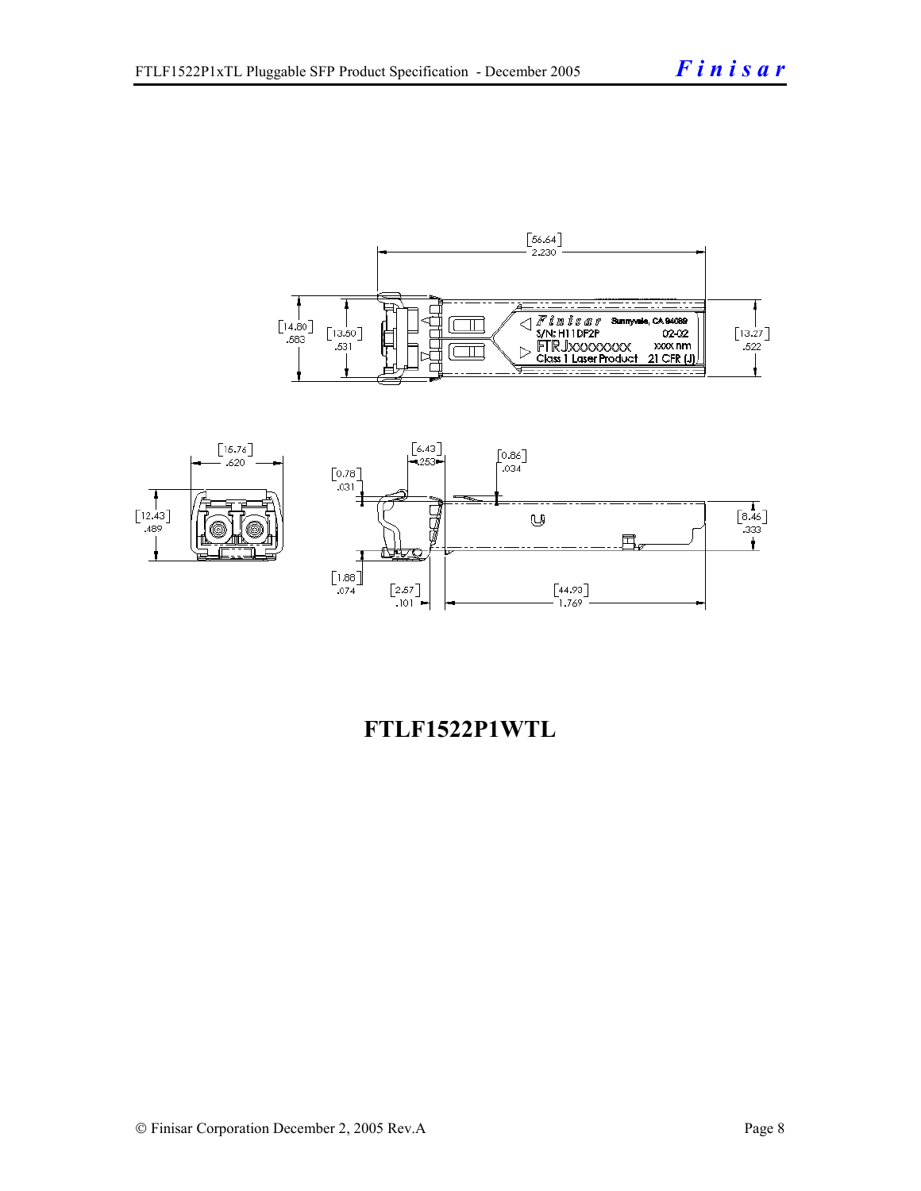**FTLF1522P1WTL**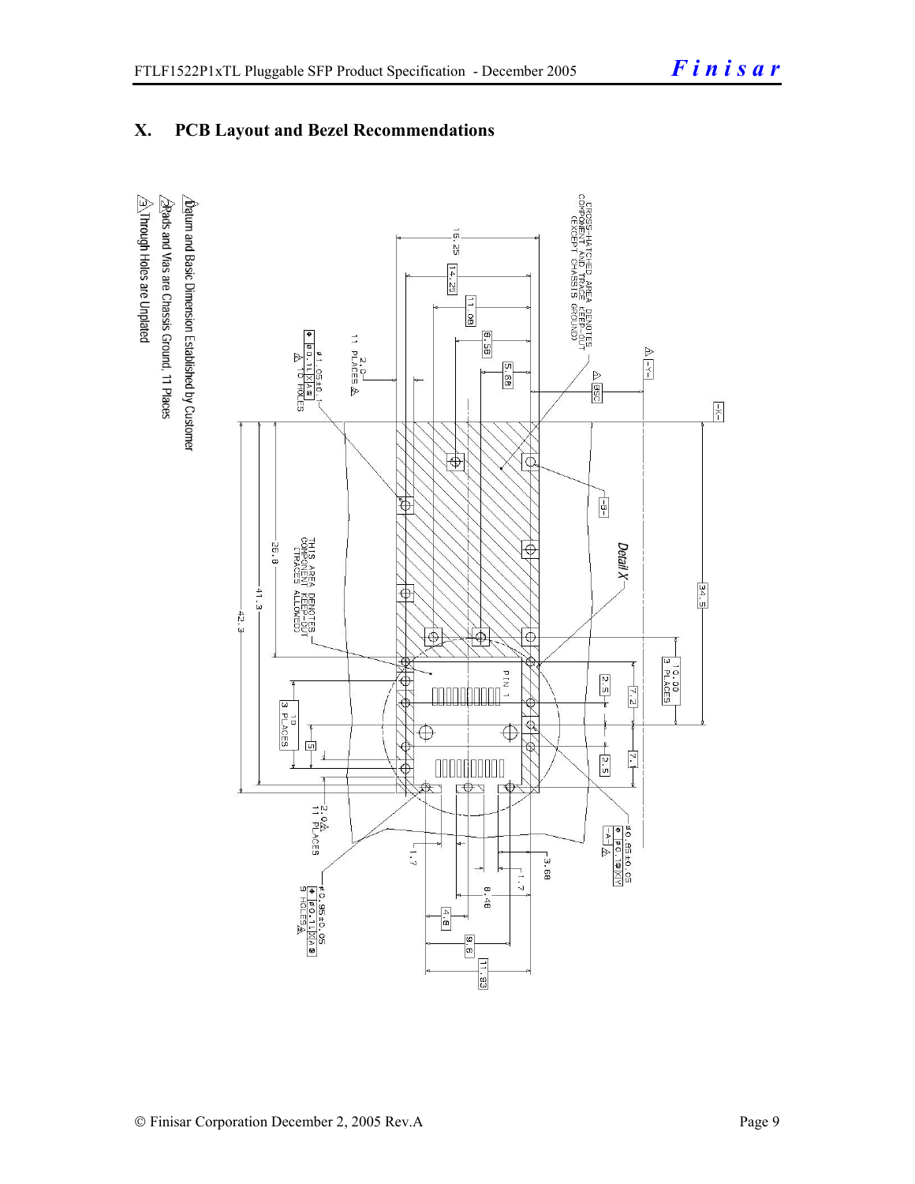## X. PCB Layout and Bezel Recommendations

1. Datum and Basic Dimension Established by Customer
2. Pads and Vias are Chassis Ground, 11 Places
3. Through Holes are Unplated

CROSS-HATCHED AREA DENOTES COMPONENT AND TRACE KEEP-OUT (EXCEPT CHASSIS GROUND)

THIS AREA DENOTES COMPONENT KEEP-OUT (TRACES ALLOWED)

Detail X

PIN 1

16.25, 14.25, 11.08, 8.58, 5.68, BSC, -Y-, -X-, -B-, -A-, 34.5, 10.00 3 PLACES, 7.2, 2.5, 7.1, 2.5, 26.8, 41.3, 42.3, 10 3 PLACES, 5, 2.0 11 PLACES, 2.0 11 PLACES, 1.7, 3.68, 1.7, 8.48, 4.8, 9.6, 11.93

ø1.05±0.01 ⊕ ø0.1 Ⓛ X B, 2 HOLES

ø0.85±0.05 ⊕ ø0.1 Ⓜ X Y

ø0.95±0.05 ⊕ ø0.1 Ⓛ X A Ⓢ, 9 HOLES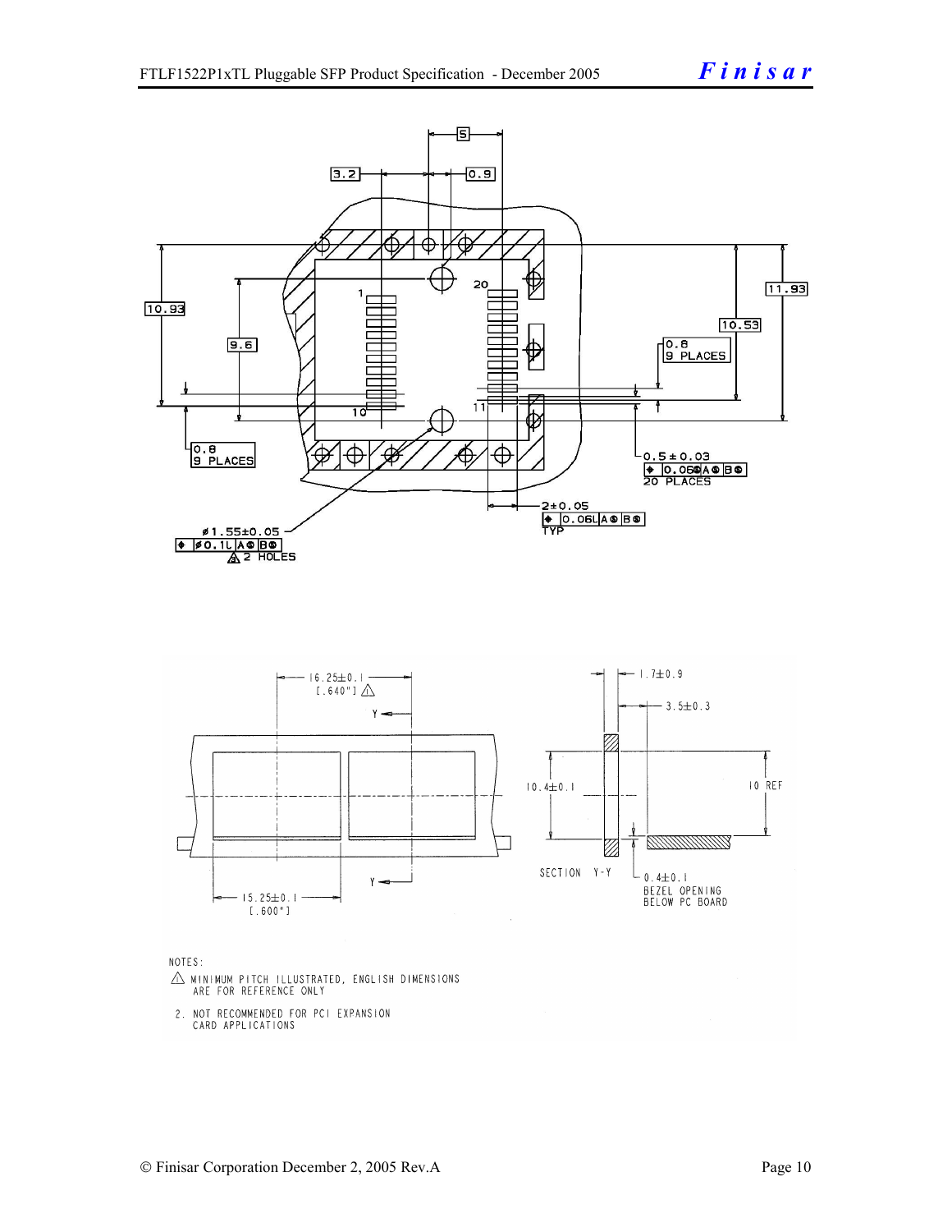NOTES:

1. MINIMUM PITCH ILLUSTRATED, ENGLISH DIMENSIONS ARE FOR REFERENCE ONLY

2. NOT RECOMMENDED FOR PCI EXPANSION CARD APPLICATIONS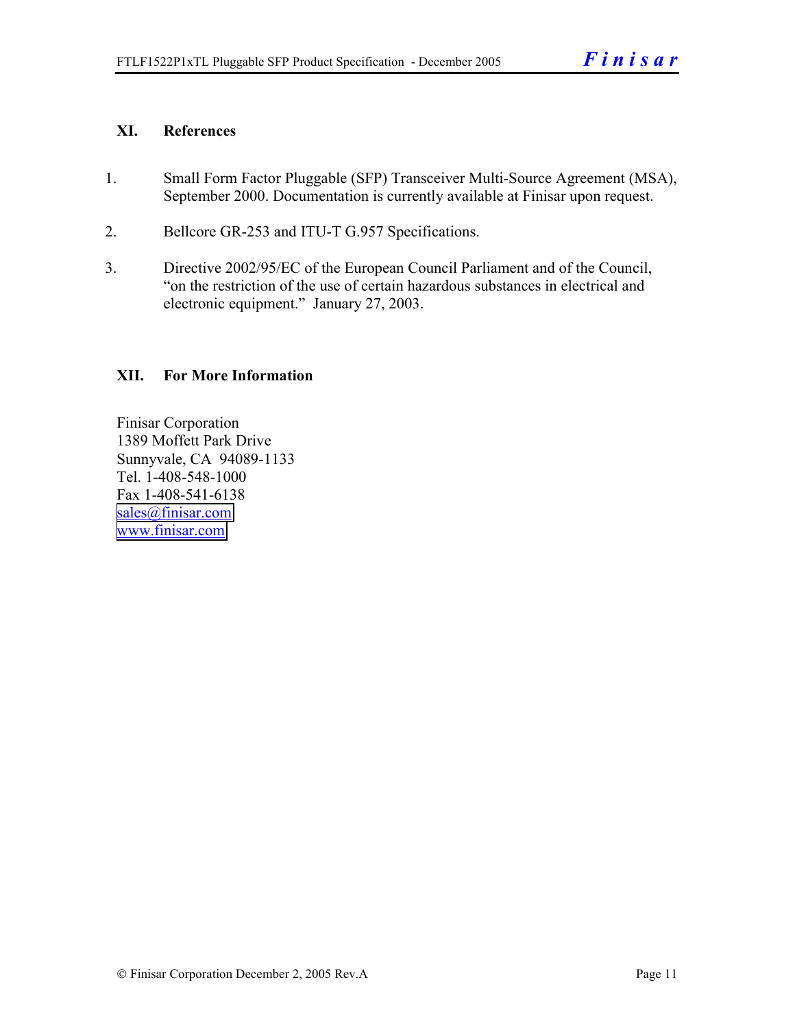## XI. References

1. Small Form Factor Pluggable (SFP) Transceiver Multi-Source Agreement (MSA), September 2000. Documentation is currently available at Finisar upon request.

2. Bellcore GR-253 and ITU-T G.957 Specifications.

3. Directive 2002/95/EC of the European Council Parliament and of the Council, "on the restriction of the use of certain hazardous substances in electrical and electronic equipment." January 27, 2003.

## XII. For More Information

Finisar Corporation
1389 Moffett Park Drive
Sunnyvale, CA 94089-1133
Tel. 1-408-548-1000
Fax 1-408-541-6138
sales@finisar.com
www.finisar.com